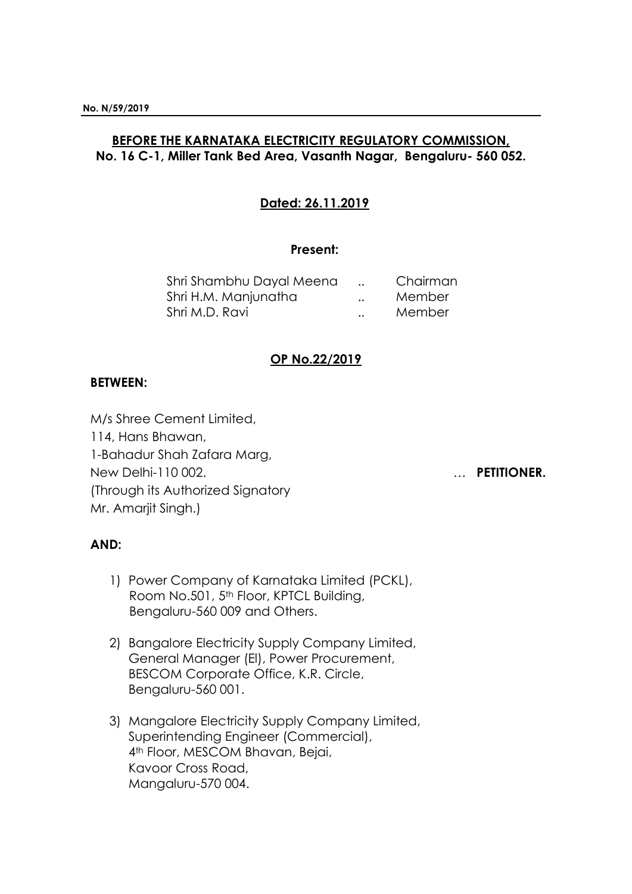**No. N/59/2019**

**BEFORE THE KARNATAKA ELECTRICITY REGULATORY COMMISSION,**
**No. 16 C-1, Miller Tank Bed Area, Vasanth Nagar, Bengaluru- 560 052.**

**Dated: 26.11.2019**

**Present:**

| | | |
|---|---|---|
| Shri Shambhu Dayal Meena | .. | Chairman |
| Shri H.M. Manjunatha | .. | Member |
| Shri M.D. Ravi | .. | Member |

**OP No.22/2019**

**BETWEEN:**

M/s Shree Cement Limited,
114, Hans Bhawan,
1-Bahadur Shah Zafara Marg,
New Delhi-110 002. … **PETITIONER.**
(Through its Authorized Signatory
Mr. Amarjit Singh.)

**AND:**

1) Power Company of Karnataka Limited (PCKL),
   Room No.501, 5th Floor, KPTCL Building,
   Bengaluru-560 009 and Others.

2) Bangalore Electricity Supply Company Limited,
   General Manager (El), Power Procurement,
   BESCOM Corporate Office, K.R. Circle,
   Bengaluru-560 001.

3) Mangalore Electricity Supply Company Limited,
   Superintending Engineer (Commercial),
   4th Floor, MESCOM Bhavan, Bejai,
   Kavoor Cross Road,
   Mangaluru-570 004.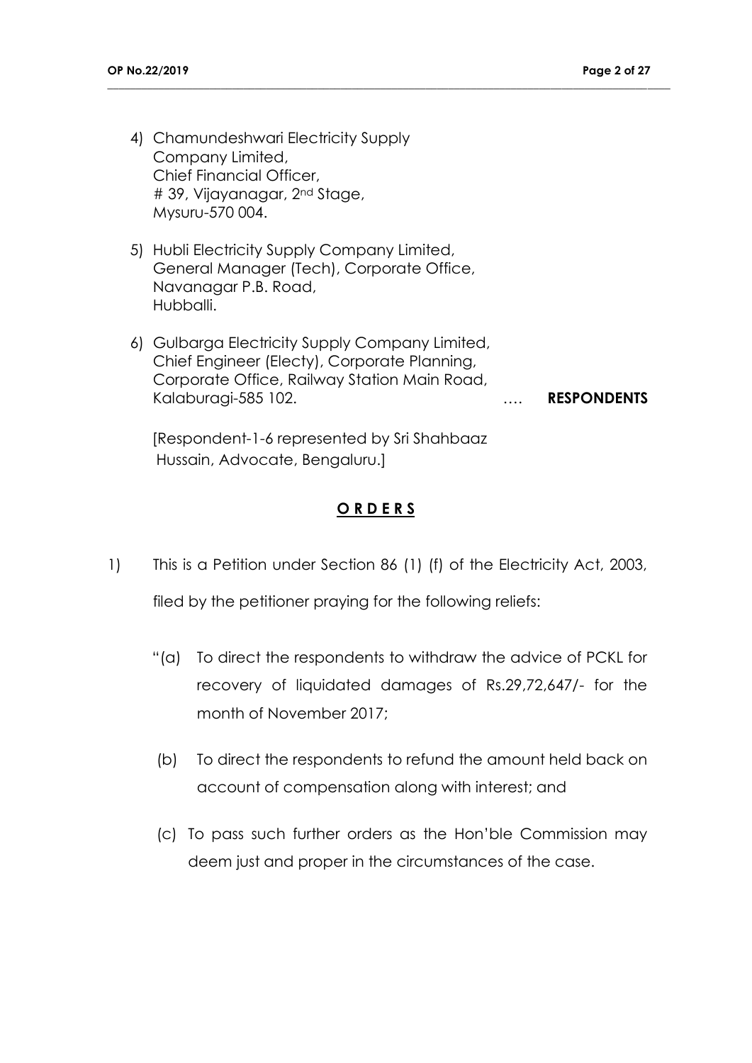4) Chamundeshwari Electricity Supply Company Limited, Chief Financial Officer, # 39, Vijayanagar, 2nd Stage, Mysuru-570 004.

5) Hubli Electricity Supply Company Limited, General Manager (Tech), Corporate Office, Navanagar P.B. Road, Hubballi.

6) Gulbarga Electricity Supply Company Limited, Chief Engineer (Electy), Corporate Planning, Corporate Office, Railway Station Main Road, Kalaburagi-585 102. …. **RESPONDENTS**

[Respondent-1-6 represented by Sri Shahbaaz Hussain, Advocate, Bengaluru.]

## O R D E R S

1) This is a Petition under Section 86 (1) (f) of the Electricity Act, 2003, filed by the petitioner praying for the following reliefs:

"(a) To direct the respondents to withdraw the advice of PCKL for recovery of liquidated damages of Rs.29,72,647/- for the month of November 2017;

(b) To direct the respondents to refund the amount held back on account of compensation along with interest; and

(c) To pass such further orders as the Hon'ble Commission may deem just and proper in the circumstances of the case.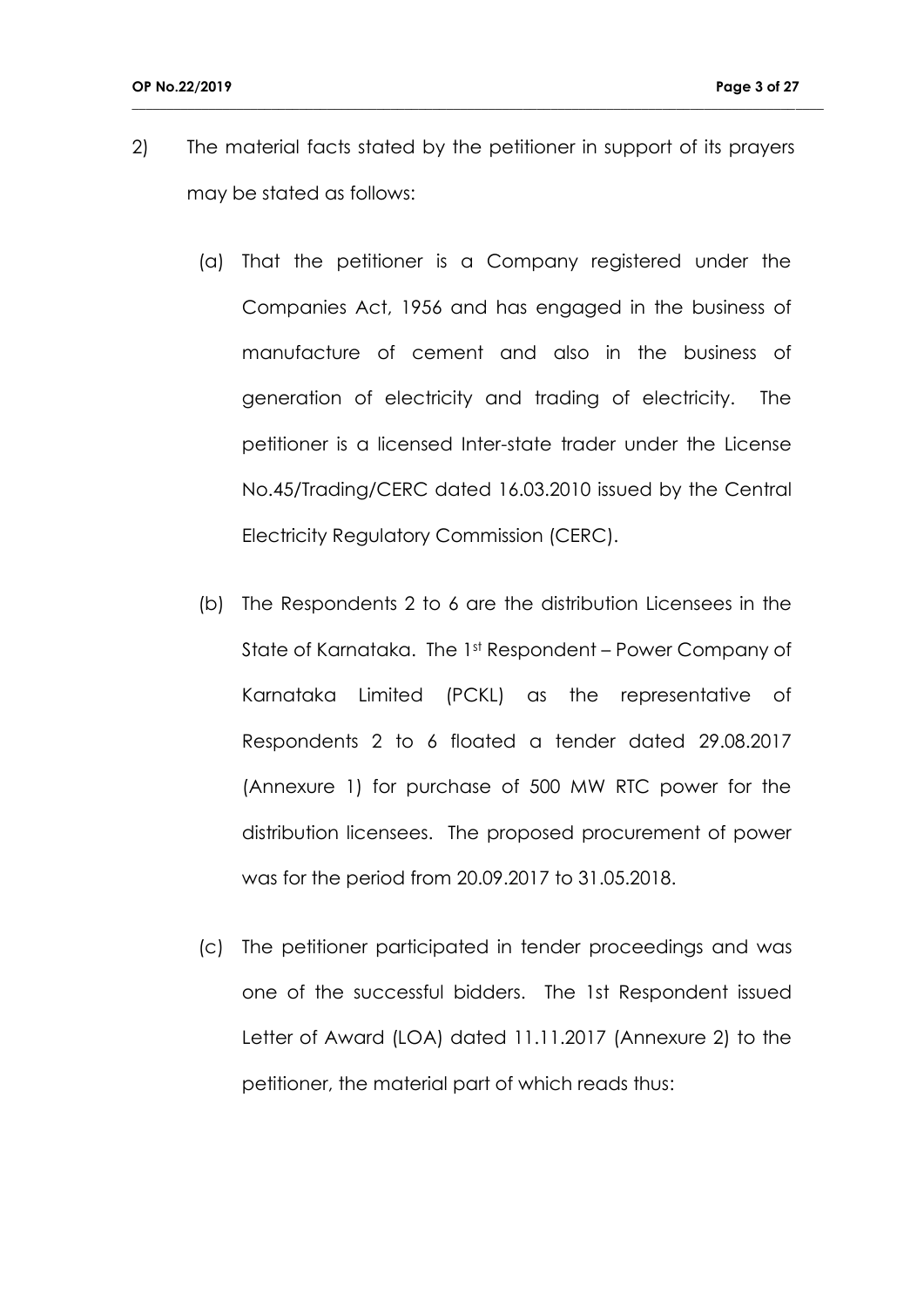2) The material facts stated by the petitioner in support of its prayers may be stated as follows:

   (a) That the petitioner is a Company registered under the Companies Act, 1956 and has engaged in the business of manufacture of cement and also in the business of generation of electricity and trading of electricity. The petitioner is a licensed Inter-state trader under the License No.45/Trading/CERC dated 16.03.2010 issued by the Central Electricity Regulatory Commission (CERC).

   (b) The Respondents 2 to 6 are the distribution Licensees in the State of Karnataka. The 1st Respondent – Power Company of Karnataka Limited (PCKL) as the representative of Respondents 2 to 6 floated a tender dated 29.08.2017 (Annexure 1) for purchase of 500 MW RTC power for the distribution licensees. The proposed procurement of power was for the period from 20.09.2017 to 31.05.2018.

   (c) The petitioner participated in tender proceedings and was one of the successful bidders. The 1st Respondent issued Letter of Award (LOA) dated 11.11.2017 (Annexure 2) to the petitioner, the material part of which reads thus: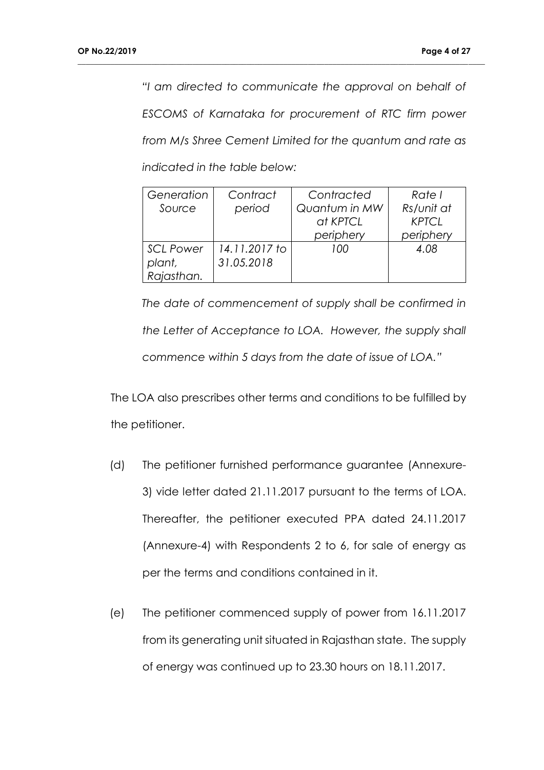*"I am directed to communicate the approval on behalf of ESCOMS of Karnataka for procurement of RTC firm power from M/s Shree Cement Limited for the quantum and rate as indicated in the table below:*

| *Generation Source* | *Contract period* | *Contracted Quantum in MW at KPTCL periphery* | *Rate I Rs/unit at KPTCL periphery* |
|---|---|---|---|
| *SCL Power plant, Rajasthan.* | *14.11.2017 to 31.05.2018* | *100* | *4.08* |

*The date of commencement of supply shall be confirmed in the Letter of Acceptance to LOA. However, the supply shall commence within 5 days from the date of issue of LOA."*

The LOA also prescribes other terms and conditions to be fulfilled by the petitioner.

(d) The petitioner furnished performance guarantee (Annexure-3) vide letter dated 21.11.2017 pursuant to the terms of LOA. Thereafter, the petitioner executed PPA dated 24.11.2017 (Annexure-4) with Respondents 2 to 6, for sale of energy as per the terms and conditions contained in it.

(e) The petitioner commenced supply of power from 16.11.2017 from its generating unit situated in Rajasthan state. The supply of energy was continued up to 23.30 hours on 18.11.2017.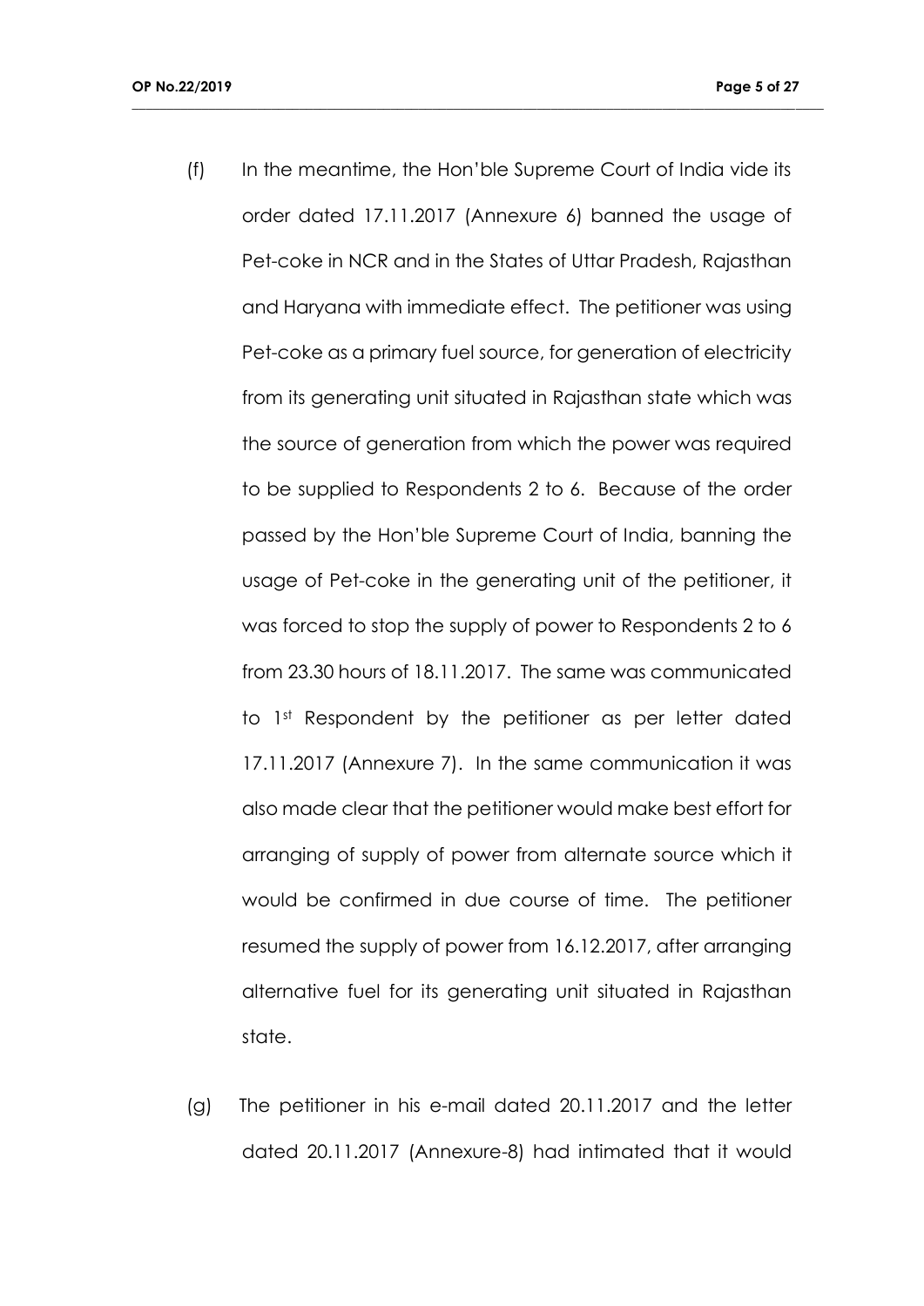(f) In the meantime, the Hon'ble Supreme Court of India vide its order dated 17.11.2017 (Annexure 6) banned the usage of Pet-coke in NCR and in the States of Uttar Pradesh, Rajasthan and Haryana with immediate effect. The petitioner was using Pet-coke as a primary fuel source, for generation of electricity from its generating unit situated in Rajasthan state which was the source of generation from which the power was required to be supplied to Respondents 2 to 6. Because of the order passed by the Hon'ble Supreme Court of India, banning the usage of Pet-coke in the generating unit of the petitioner, it was forced to stop the supply of power to Respondents 2 to 6 from 23.30 hours of 18.11.2017. The same was communicated to 1st Respondent by the petitioner as per letter dated 17.11.2017 (Annexure 7). In the same communication it was also made clear that the petitioner would make best effort for arranging of supply of power from alternate source which it would be confirmed in due course of time. The petitioner resumed the supply of power from 16.12.2017, after arranging alternative fuel for its generating unit situated in Rajasthan state.

(g) The petitioner in his e-mail dated 20.11.2017 and the letter dated 20.11.2017 (Annexure-8) had intimated that it would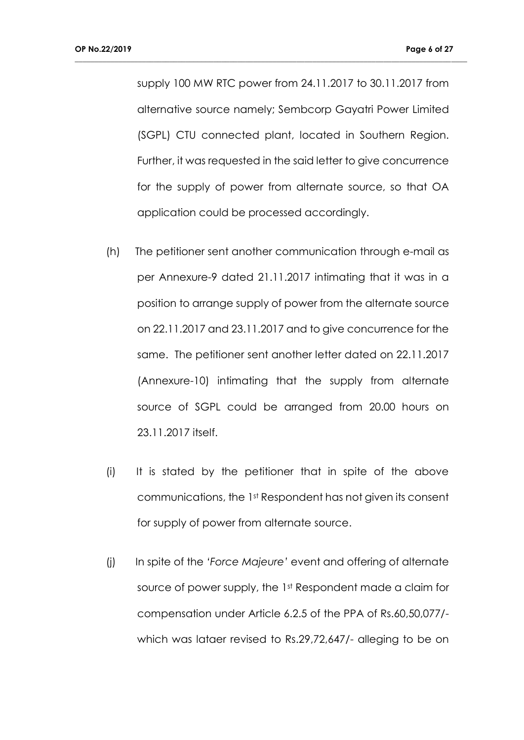supply 100 MW RTC power from 24.11.2017 to 30.11.2017 from alternative source namely; Sembcorp Gayatri Power Limited (SGPL) CTU connected plant, located in Southern Region. Further, it was requested in the said letter to give concurrence for the supply of power from alternate source, so that OA application could be processed accordingly.

(h) The petitioner sent another communication through e-mail as per Annexure-9 dated 21.11.2017 intimating that it was in a position to arrange supply of power from the alternate source on 22.11.2017 and 23.11.2017 and to give concurrence for the same. The petitioner sent another letter dated on 22.11.2017 (Annexure-10) intimating that the supply from alternate source of SGPL could be arranged from 20.00 hours on 23.11.2017 itself.

(i) It is stated by the petitioner that in spite of the above communications, the 1st Respondent has not given its consent for supply of power from alternate source.

(j) In spite of the *'Force Majeure'* event and offering of alternate source of power supply, the 1st Respondent made a claim for compensation under Article 6.2.5 of the PPA of Rs.60,50,077/- which was lataer revised to Rs.29,72,647/- alleging to be on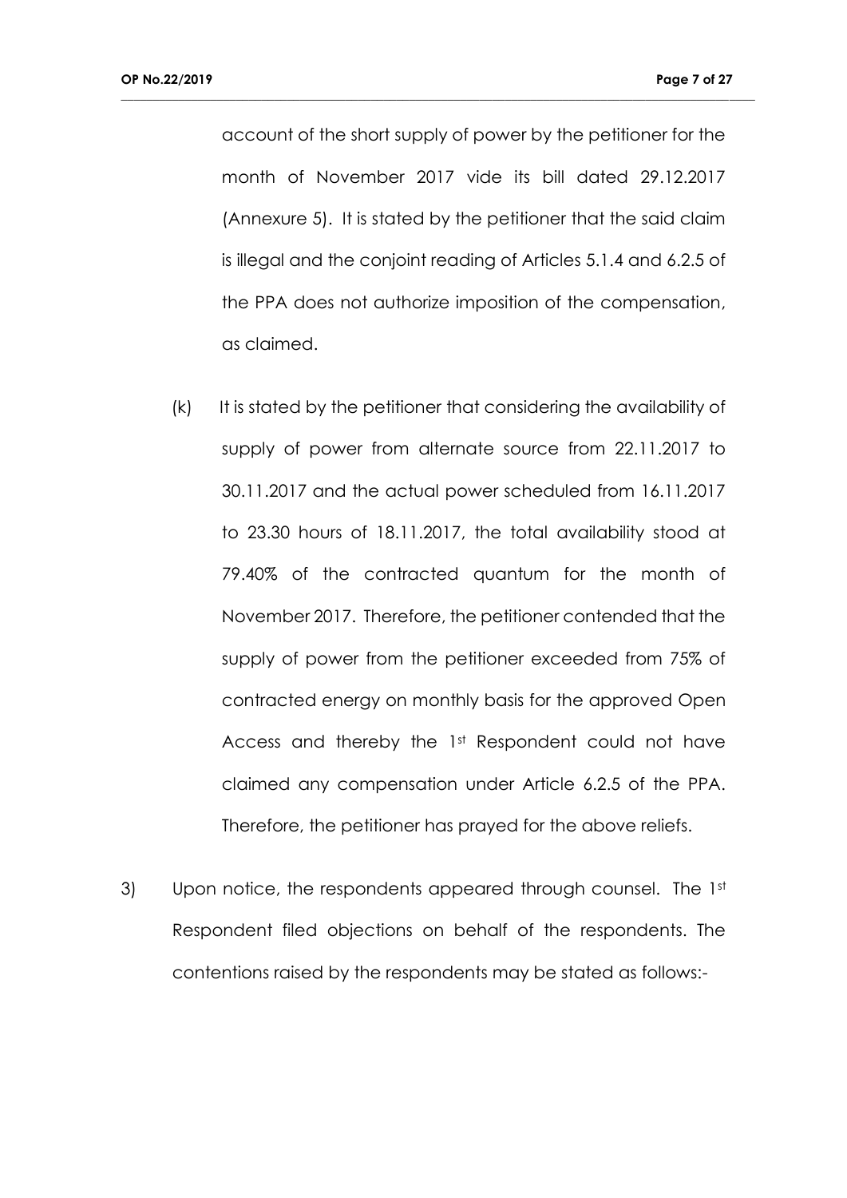account of the short supply of power by the petitioner for the month of November 2017 vide its bill dated 29.12.2017 (Annexure 5). It is stated by the petitioner that the said claim is illegal and the conjoint reading of Articles 5.1.4 and 6.2.5 of the PPA does not authorize imposition of the compensation, as claimed.

(k) It is stated by the petitioner that considering the availability of supply of power from alternate source from 22.11.2017 to 30.11.2017 and the actual power scheduled from 16.11.2017 to 23.30 hours of 18.11.2017, the total availability stood at 79.40% of the contracted quantum for the month of November 2017. Therefore, the petitioner contended that the supply of power from the petitioner exceeded from 75% of contracted energy on monthly basis for the approved Open Access and thereby the 1st Respondent could not have claimed any compensation under Article 6.2.5 of the PPA. Therefore, the petitioner has prayed for the above reliefs.

3) Upon notice, the respondents appeared through counsel. The 1st Respondent filed objections on behalf of the respondents. The contentions raised by the respondents may be stated as follows:-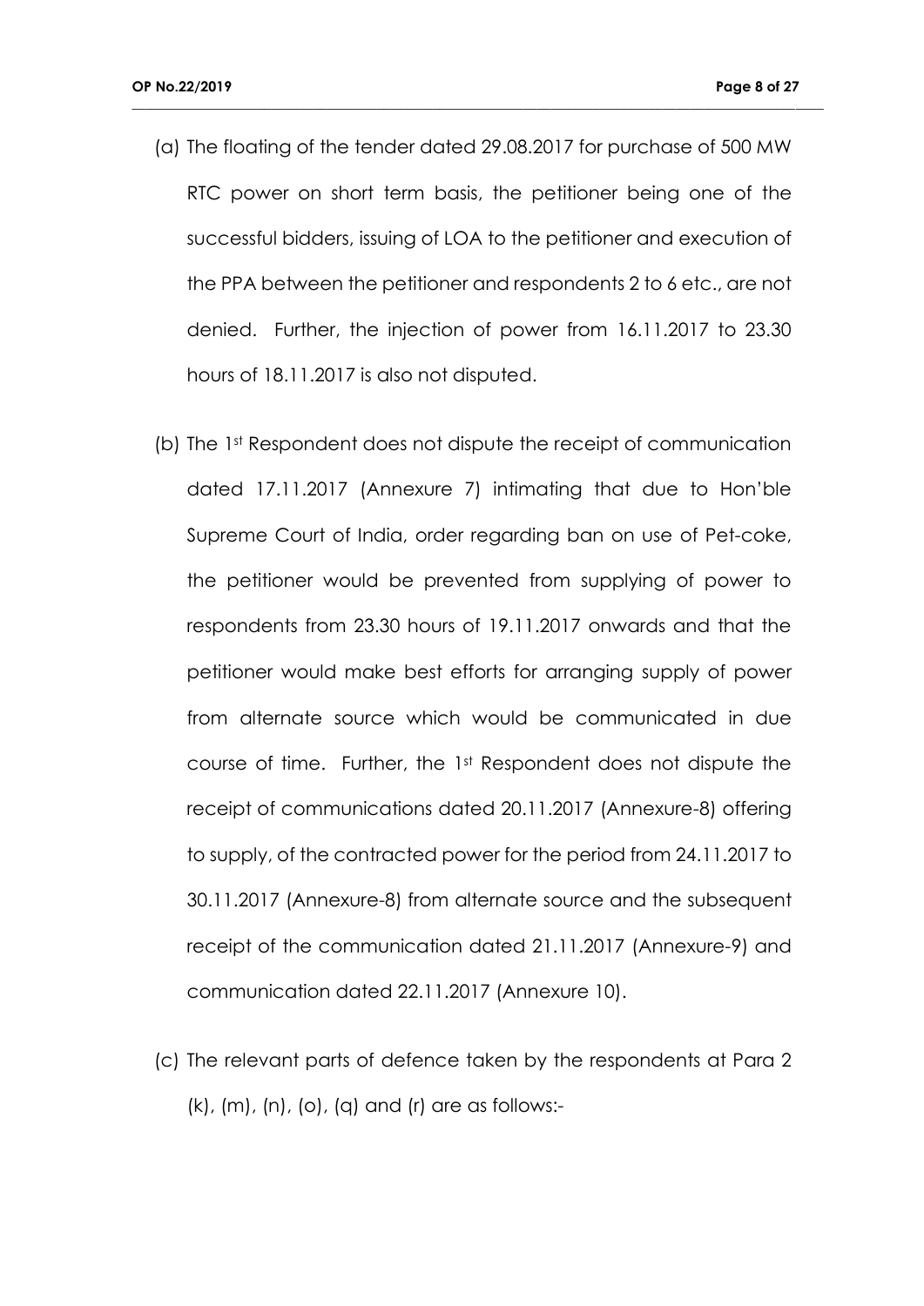(a) The floating of the tender dated 29.08.2017 for purchase of 500 MW RTC power on short term basis, the petitioner being one of the successful bidders, issuing of LOA to the petitioner and execution of the PPA between the petitioner and respondents 2 to 6 etc., are not denied. Further, the injection of power from 16.11.2017 to 23.30 hours of 18.11.2017 is also not disputed.

(b) The 1st Respondent does not dispute the receipt of communication dated 17.11.2017 (Annexure 7) intimating that due to Hon'ble Supreme Court of India, order regarding ban on use of Pet-coke, the petitioner would be prevented from supplying of power to respondents from 23.30 hours of 19.11.2017 onwards and that the petitioner would make best efforts for arranging supply of power from alternate source which would be communicated in due course of time. Further, the 1st Respondent does not dispute the receipt of communications dated 20.11.2017 (Annexure-8) offering to supply, of the contracted power for the period from 24.11.2017 to 30.11.2017 (Annexure-8) from alternate source and the subsequent receipt of the communication dated 21.11.2017 (Annexure-9) and communication dated 22.11.2017 (Annexure 10).

(c) The relevant parts of defence taken by the respondents at Para 2 (k), (m), (n), (o), (q) and (r) are as follows:-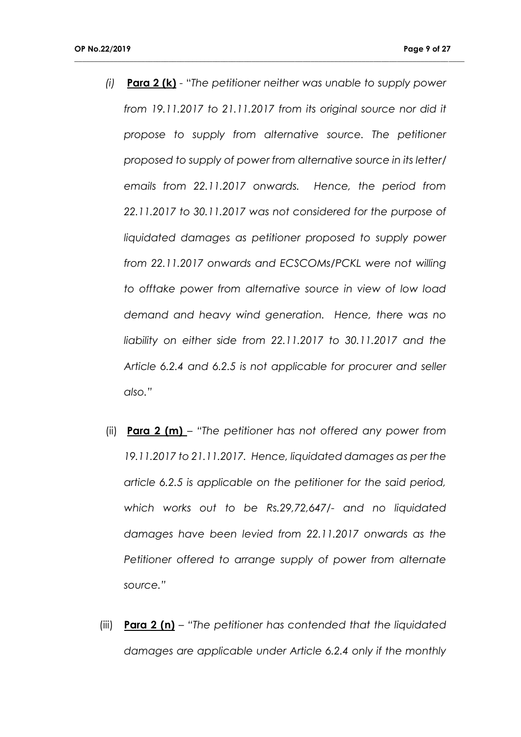(i) **Para 2 (k)** - "*The petitioner neither was unable to supply power from 19.11.2017 to 21.11.2017 from its original source nor did it propose to supply from alternative source. The petitioner proposed to supply of power from alternative source in its letter/ emails from 22.11.2017 onwards. Hence, the period from 22.11.2017 to 30.11.2017 was not considered for the purpose of liquidated damages as petitioner proposed to supply power from 22.11.2017 onwards and ECSCOMs/PCKL were not willing to offtake power from alternative source in view of low load demand and heavy wind generation. Hence, there was no liability on either side from 22.11.2017 to 30.11.2017 and the Article 6.2.4 and 6.2.5 is not applicable for procurer and seller also.*"

(ii) **Para 2 (m)** – "*The petitioner has not offered any power from 19.11.2017 to 21.11.2017. Hence, liquidated damages as per the article 6.2.5 is applicable on the petitioner for the said period, which works out to be Rs.29,72,647/- and no liquidated damages have been levied from 22.11.2017 onwards as the Petitioner offered to arrange supply of power from alternate source.*"

(iii) **Para 2 (n)** – "*The petitioner has contended that the liquidated damages are applicable under Article 6.2.4 only if the monthly*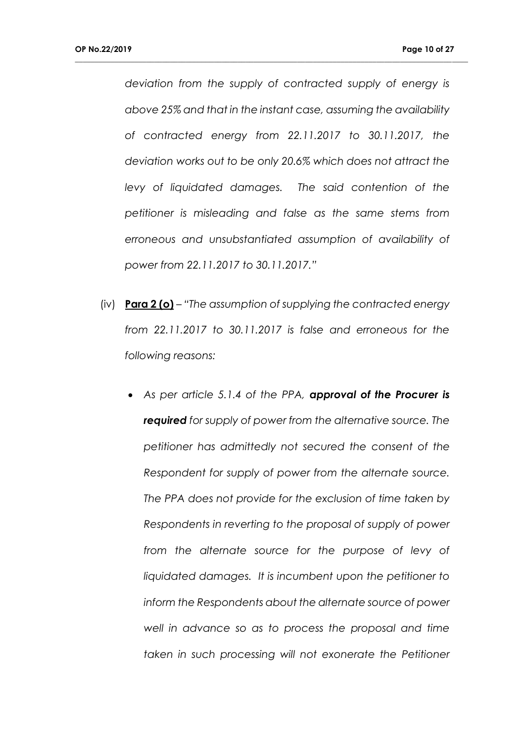*deviation from the supply of contracted supply of energy is above 25% and that in the instant case, assuming the availability of contracted energy from 22.11.2017 to 30.11.2017, the deviation works out to be only 20.6% which does not attract the levy of liquidated damages. The said contention of the petitioner is misleading and false as the same stems from erroneous and unsubstantiated assumption of availability of power from 22.11.2017 to 30.11.2017."*

(iv) **Para 2 (o)** – *"The assumption of supplying the contracted energy from 22.11.2017 to 30.11.2017 is false and erroneous for the following reasons:*

- *As per article 5.1.4 of the PPA, **approval of the Procurer is required** for supply of power from the alternative source. The petitioner has admittedly not secured the consent of the Respondent for supply of power from the alternate source. The PPA does not provide for the exclusion of time taken by Respondents in reverting to the proposal of supply of power from the alternate source for the purpose of levy of liquidated damages. It is incumbent upon the petitioner to inform the Respondents about the alternate source of power well in advance so as to process the proposal and time taken in such processing will not exonerate the Petitioner*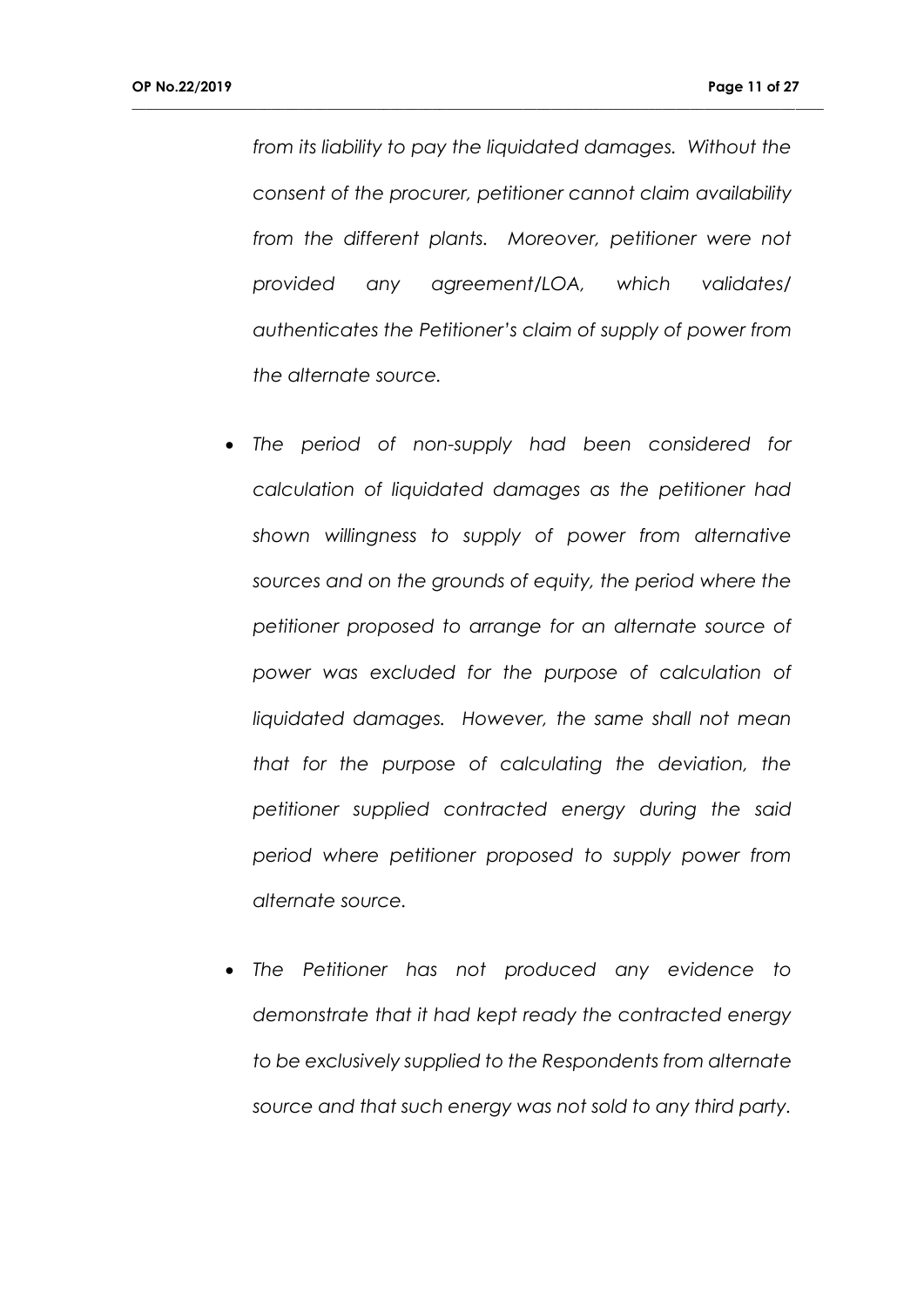*from its liability to pay the liquidated damages. Without the consent of the procurer, petitioner cannot claim availability from the different plants. Moreover, petitioner were not provided any agreement/LOA, which validates/ authenticates the Petitioner's claim of supply of power from the alternate source.*

- *The period of non-supply had been considered for calculation of liquidated damages as the petitioner had shown willingness to supply of power from alternative sources and on the grounds of equity, the period where the petitioner proposed to arrange for an alternate source of power was excluded for the purpose of calculation of liquidated damages. However, the same shall not mean that for the purpose of calculating the deviation, the petitioner supplied contracted energy during the said period where petitioner proposed to supply power from alternate source.*

- *The Petitioner has not produced any evidence to demonstrate that it had kept ready the contracted energy to be exclusively supplied to the Respondents from alternate source and that such energy was not sold to any third party.*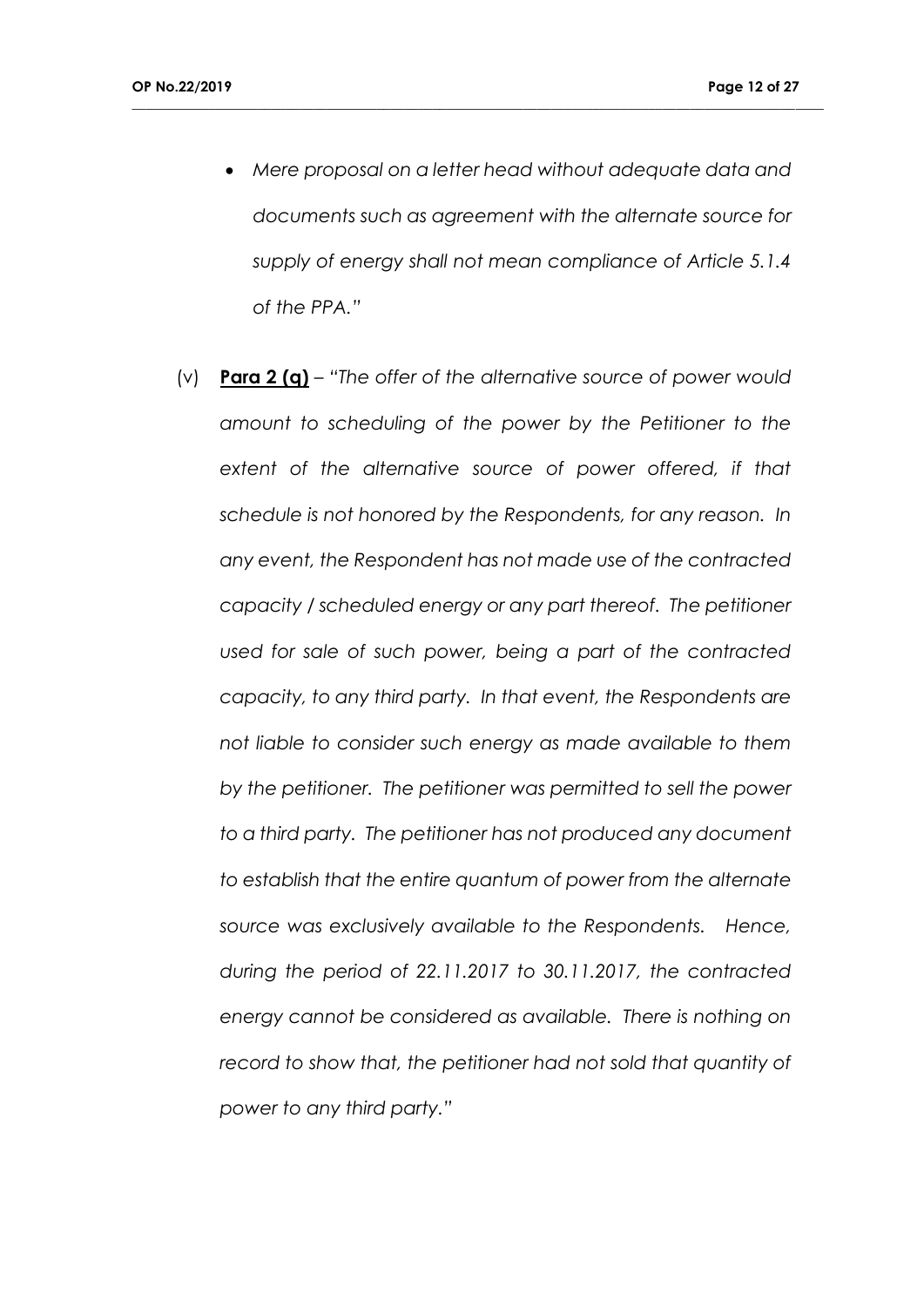- *Mere proposal on a letter head without adequate data and documents such as agreement with the alternate source for supply of energy shall not mean compliance of Article 5.1.4 of the PPA."*

(v) **Para 2 (q)** – *"The offer of the alternative source of power would amount to scheduling of the power by the Petitioner to the extent of the alternative source of power offered, if that schedule is not honored by the Respondents, for any reason. In any event, the Respondent has not made use of the contracted capacity / scheduled energy or any part thereof. The petitioner used for sale of such power, being a part of the contracted capacity, to any third party. In that event, the Respondents are not liable to consider such energy as made available to them by the petitioner. The petitioner was permitted to sell the power to a third party. The petitioner has not produced any document to establish that the entire quantum of power from the alternate source was exclusively available to the Respondents. Hence, during the period of 22.11.2017 to 30.11.2017, the contracted energy cannot be considered as available. There is nothing on record to show that, the petitioner had not sold that quantity of power to any third party."*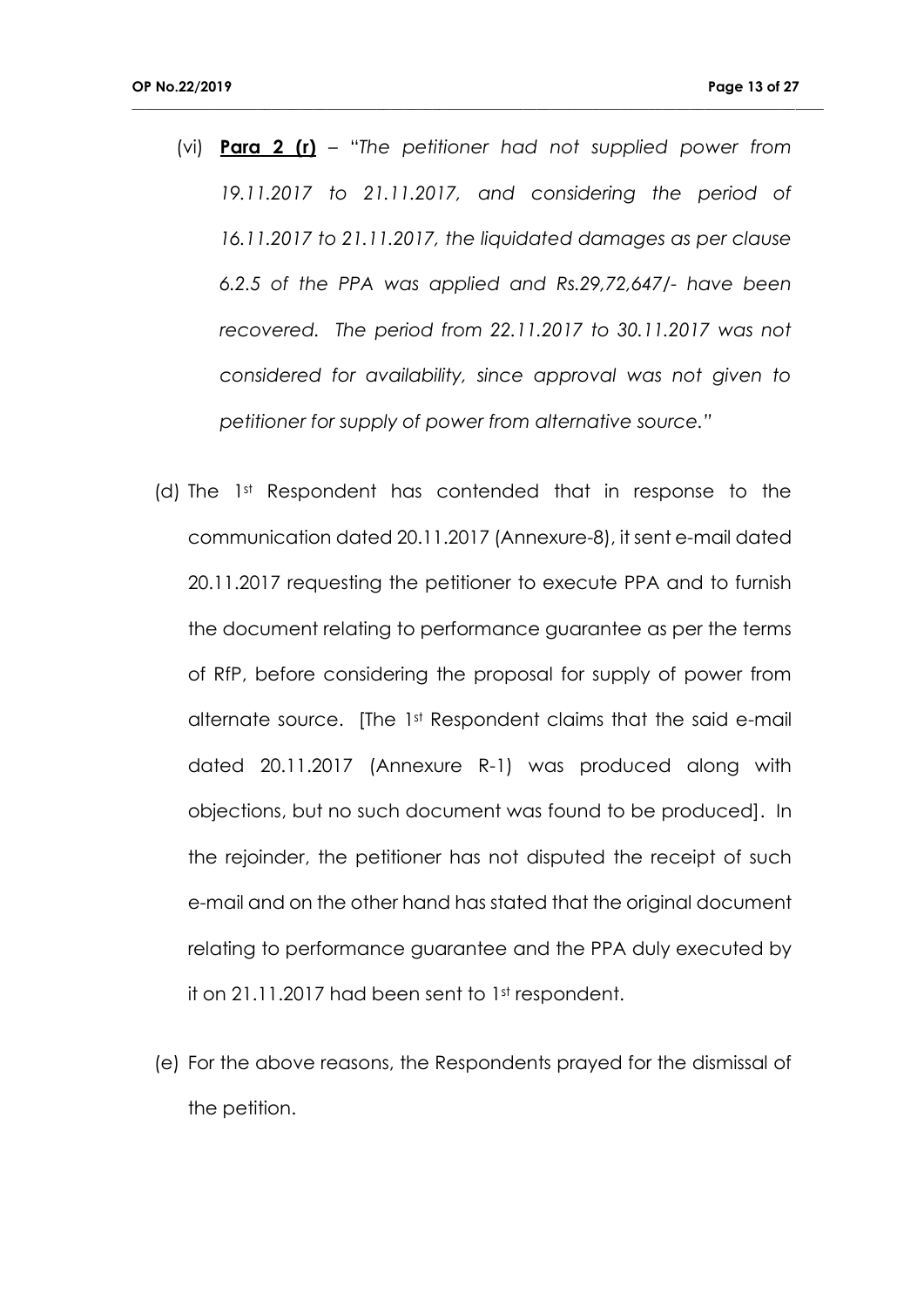(vi) **Para 2 (r)** – "*The petitioner had not supplied power from 19.11.2017 to 21.11.2017, and considering the period of 16.11.2017 to 21.11.2017, the liquidated damages as per clause 6.2.5 of the PPA was applied and Rs.29,72,647/- have been recovered. The period from 22.11.2017 to 30.11.2017 was not considered for availability, since approval was not given to petitioner for supply of power from alternative source.*"

(d) The 1st Respondent has contended that in response to the communication dated 20.11.2017 (Annexure-8), it sent e-mail dated 20.11.2017 requesting the petitioner to execute PPA and to furnish the document relating to performance guarantee as per the terms of RfP, before considering the proposal for supply of power from alternate source. [The 1st Respondent claims that the said e-mail dated 20.11.2017 (Annexure R-1) was produced along with objections, but no such document was found to be produced]. In the rejoinder, the petitioner has not disputed the receipt of such e-mail and on the other hand has stated that the original document relating to performance guarantee and the PPA duly executed by it on 21.11.2017 had been sent to 1st respondent.

(e) For the above reasons, the Respondents prayed for the dismissal of the petition.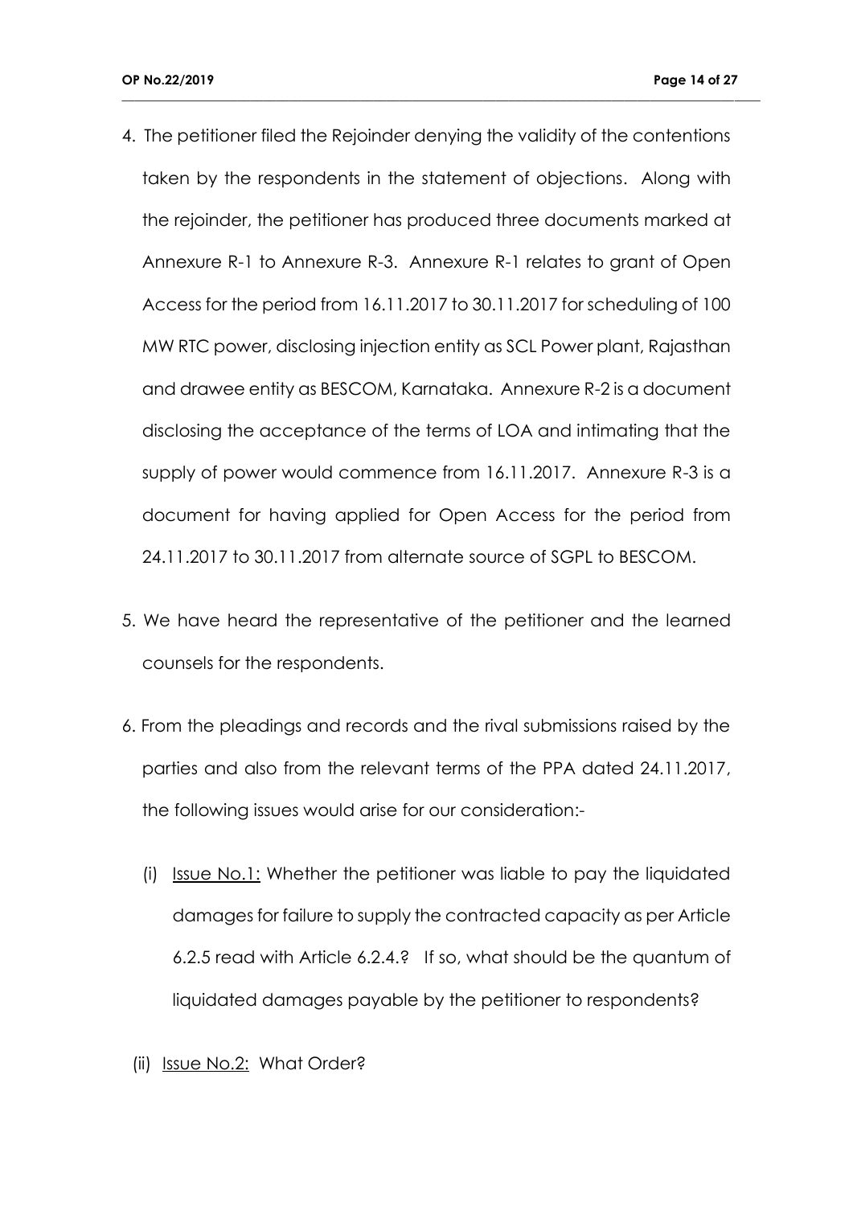4. The petitioner filed the Rejoinder denying the validity of the contentions taken by the respondents in the statement of objections. Along with the rejoinder, the petitioner has produced three documents marked at Annexure R-1 to Annexure R-3. Annexure R-1 relates to grant of Open Access for the period from 16.11.2017 to 30.11.2017 for scheduling of 100 MW RTC power, disclosing injection entity as SCL Power plant, Rajasthan and drawee entity as BESCOM, Karnataka. Annexure R-2 is a document disclosing the acceptance of the terms of LOA and intimating that the supply of power would commence from 16.11.2017. Annexure R-3 is a document for having applied for Open Access for the period from 24.11.2017 to 30.11.2017 from alternate source of SGPL to BESCOM.

5. We have heard the representative of the petitioner and the learned counsels for the respondents.

6. From the pleadings and records and the rival submissions raised by the parties and also from the relevant terms of the PPA dated 24.11.2017, the following issues would arise for our consideration:-

   (i) Issue No.1: Whether the petitioner was liable to pay the liquidated damages for failure to supply the contracted capacity as per Article 6.2.5 read with Article 6.2.4.? If so, what should be the quantum of liquidated damages payable by the petitioner to respondents?

   (ii) Issue No.2: What Order?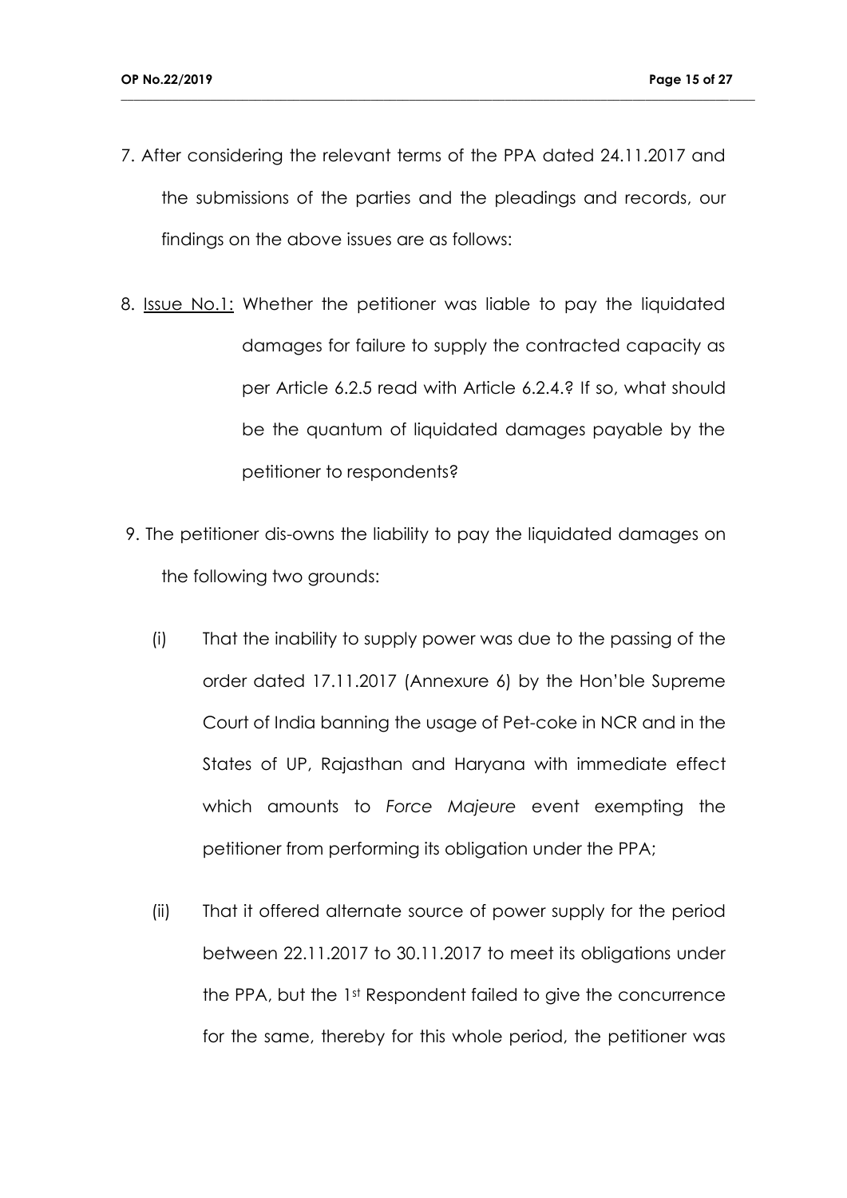7. After considering the relevant terms of the PPA dated 24.11.2017 and the submissions of the parties and the pleadings and records, our findings on the above issues are as follows:

8. Issue No.1: Whether the petitioner was liable to pay the liquidated damages for failure to supply the contracted capacity as per Article 6.2.5 read with Article 6.2.4.? If so, what should be the quantum of liquidated damages payable by the petitioner to respondents?

9. The petitioner dis-owns the liability to pay the liquidated damages on the following two grounds:

   (i) That the inability to supply power was due to the passing of the order dated 17.11.2017 (Annexure 6) by the Hon'ble Supreme Court of India banning the usage of Pet-coke in NCR and in the States of UP, Rajasthan and Haryana with immediate effect which amounts to *Force Majeure* event exempting the petitioner from performing its obligation under the PPA;

   (ii) That it offered alternate source of power supply for the period between 22.11.2017 to 30.11.2017 to meet its obligations under the PPA, but the 1st Respondent failed to give the concurrence for the same, thereby for this whole period, the petitioner was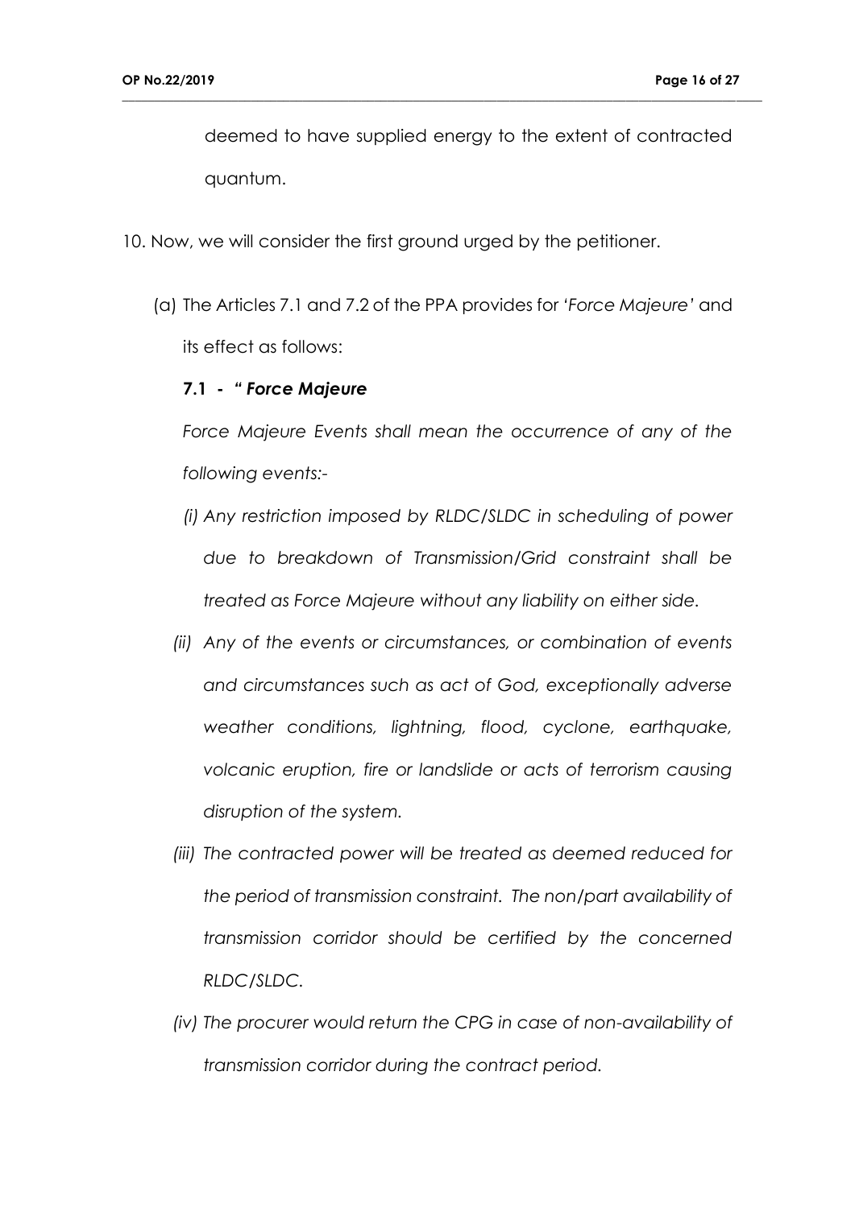deemed to have supplied energy to the extent of contracted quantum.

10. Now, we will consider the first ground urged by the petitioner.

   (a) The Articles 7.1 and 7.2 of the PPA provides for '*Force Majeure*' and its effect as follows:

   **7.1 - " *Force Majeure***

   *Force Majeure Events shall mean the occurrence of any of the following events:-*

   *(i) Any restriction imposed by RLDC/SLDC in scheduling of power due to breakdown of Transmission/Grid constraint shall be treated as Force Majeure without any liability on either side.*

   *(ii) Any of the events or circumstances, or combination of events and circumstances such as act of God, exceptionally adverse weather conditions, lightning, flood, cyclone, earthquake, volcanic eruption, fire or landslide or acts of terrorism causing disruption of the system.*

   *(iii) The contracted power will be treated as deemed reduced for the period of transmission constraint. The non/part availability of transmission corridor should be certified by the concerned RLDC/SLDC.*

   *(iv) The procurer would return the CPG in case of non-availability of transmission corridor during the contract period.*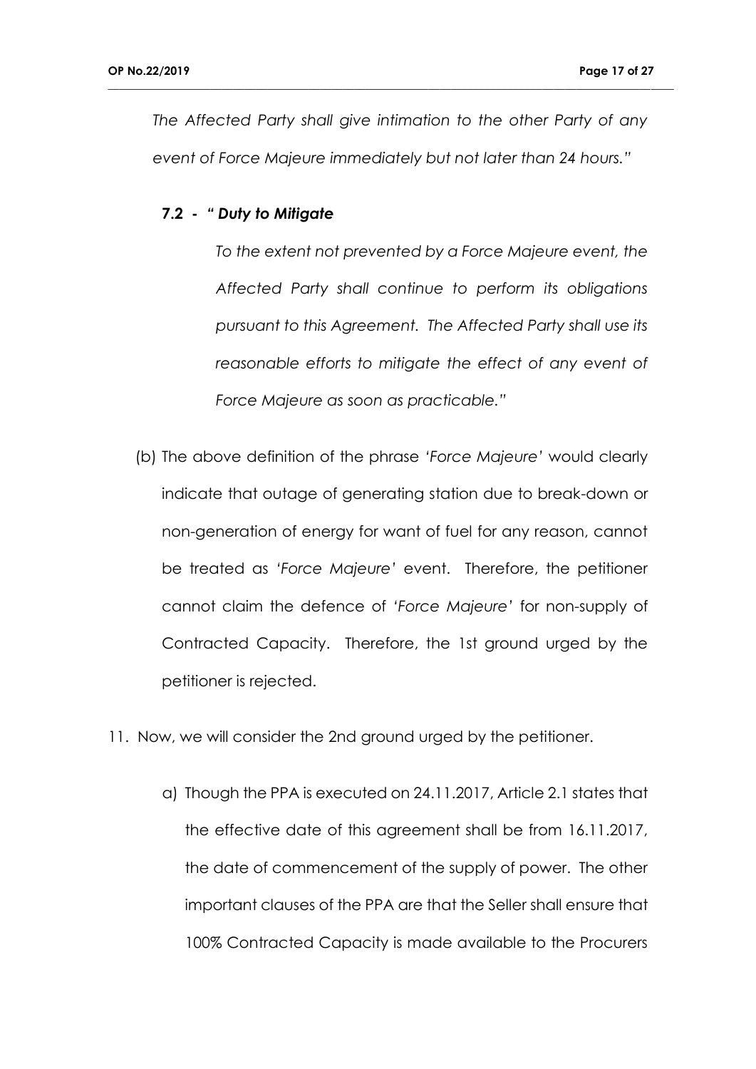*The Affected Party shall give intimation to the other Party of any event of Force Majeure immediately but not later than 24 hours."*

**7.2 - "** ***Duty to Mitigate***

*To the extent not prevented by a Force Majeure event, the Affected Party shall continue to perform its obligations pursuant to this Agreement. The Affected Party shall use its reasonable efforts to mitigate the effect of any event of Force Majeure as soon as practicable."*

(b) The above definition of the phrase *'Force Majeure'* would clearly indicate that outage of generating station due to break-down or non-generation of energy for want of fuel for any reason, cannot be treated as *'Force Majeure'* event. Therefore, the petitioner cannot claim the defence of *'Force Majeure'* for non-supply of Contracted Capacity. Therefore, the 1st ground urged by the petitioner is rejected.

11. Now, we will consider the 2nd ground urged by the petitioner.

a) Though the PPA is executed on 24.11.2017, Article 2.1 states that the effective date of this agreement shall be from 16.11.2017, the date of commencement of the supply of power. The other important clauses of the PPA are that the Seller shall ensure that 100% Contracted Capacity is made available to the Procurers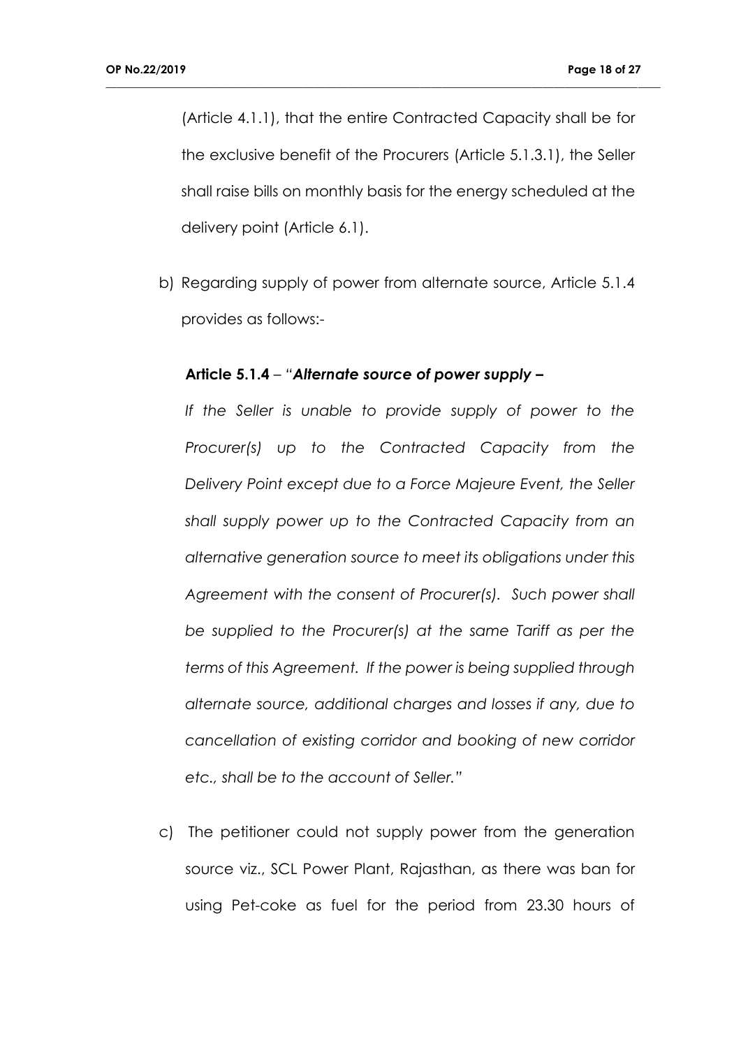(Article 4.1.1), that the entire Contracted Capacity shall be for the exclusive benefit of the Procurers (Article 5.1.3.1), the Seller shall raise bills on monthly basis for the energy scheduled at the delivery point (Article 6.1).

b) Regarding supply of power from alternate source, Article 5.1.4 provides as follows:-

**Article 5.1.4** – "***Alternate source of power supply –***

*If the Seller is unable to provide supply of power to the Procurer(s) up to the Contracted Capacity from the Delivery Point except due to a Force Majeure Event, the Seller shall supply power up to the Contracted Capacity from an alternative generation source to meet its obligations under this Agreement with the consent of Procurer(s). Such power shall be supplied to the Procurer(s) at the same Tariff as per the terms of this Agreement. If the power is being supplied through alternate source, additional charges and losses if any, due to cancellation of existing corridor and booking of new corridor etc., shall be to the account of Seller.*"

c) The petitioner could not supply power from the generation source viz., SCL Power Plant, Rajasthan, as there was ban for using Pet-coke as fuel for the period from 23.30 hours of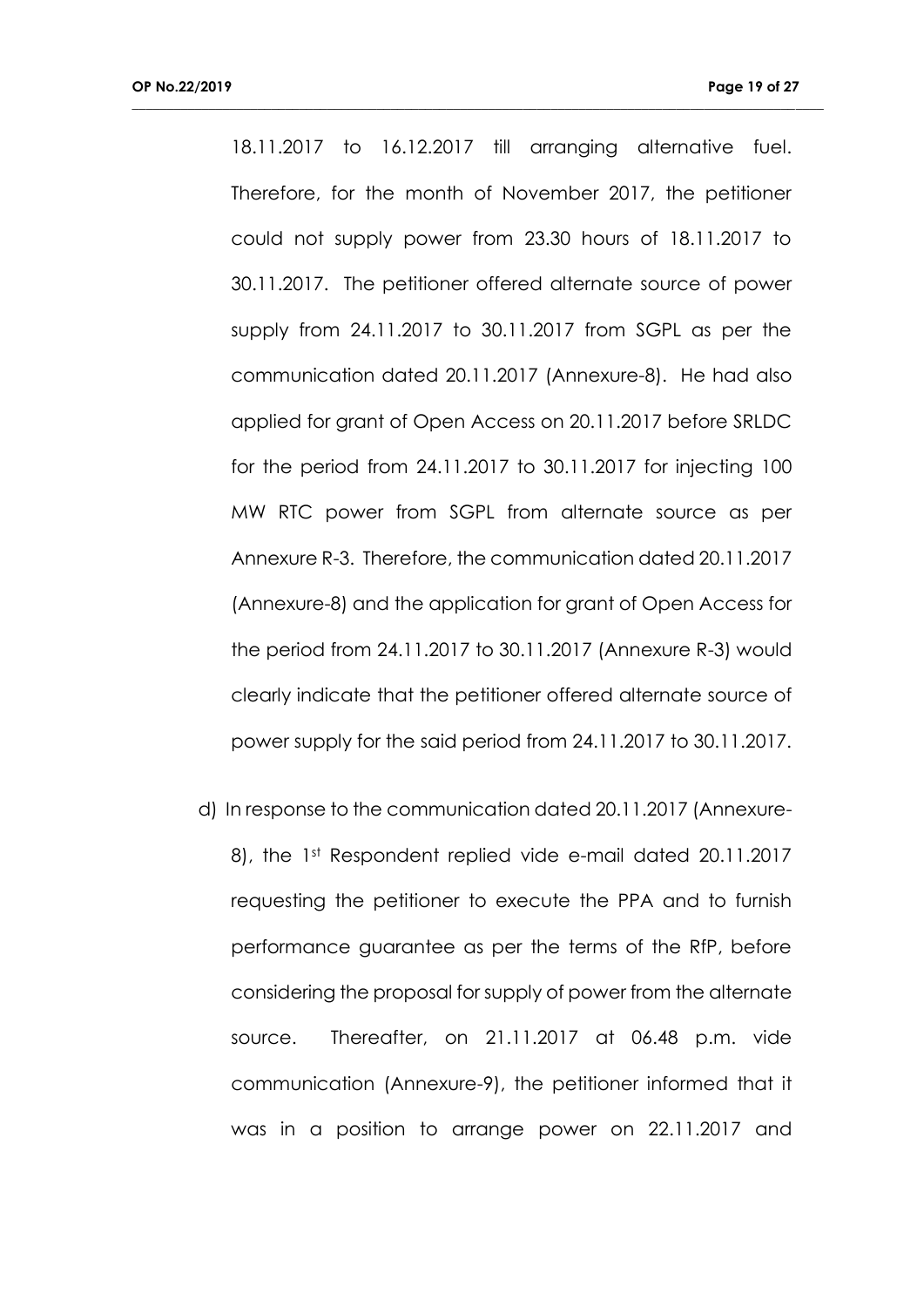18.11.2017 to 16.12.2017 till arranging alternative fuel. Therefore, for the month of November 2017, the petitioner could not supply power from 23.30 hours of 18.11.2017 to 30.11.2017. The petitioner offered alternate source of power supply from 24.11.2017 to 30.11.2017 from SGPL as per the communication dated 20.11.2017 (Annexure-8). He had also applied for grant of Open Access on 20.11.2017 before SRLDC for the period from 24.11.2017 to 30.11.2017 for injecting 100 MW RTC power from SGPL from alternate source as per Annexure R-3. Therefore, the communication dated 20.11.2017 (Annexure-8) and the application for grant of Open Access for the period from 24.11.2017 to 30.11.2017 (Annexure R-3) would clearly indicate that the petitioner offered alternate source of power supply for the said period from 24.11.2017 to 30.11.2017.

d) In response to the communication dated 20.11.2017 (Annexure-8), the 1st Respondent replied vide e-mail dated 20.11.2017 requesting the petitioner to execute the PPA and to furnish performance guarantee as per the terms of the RfP, before considering the proposal for supply of power from the alternate source. Thereafter, on 21.11.2017 at 06.48 p.m. vide communication (Annexure-9), the petitioner informed that it was in a position to arrange power on 22.11.2017 and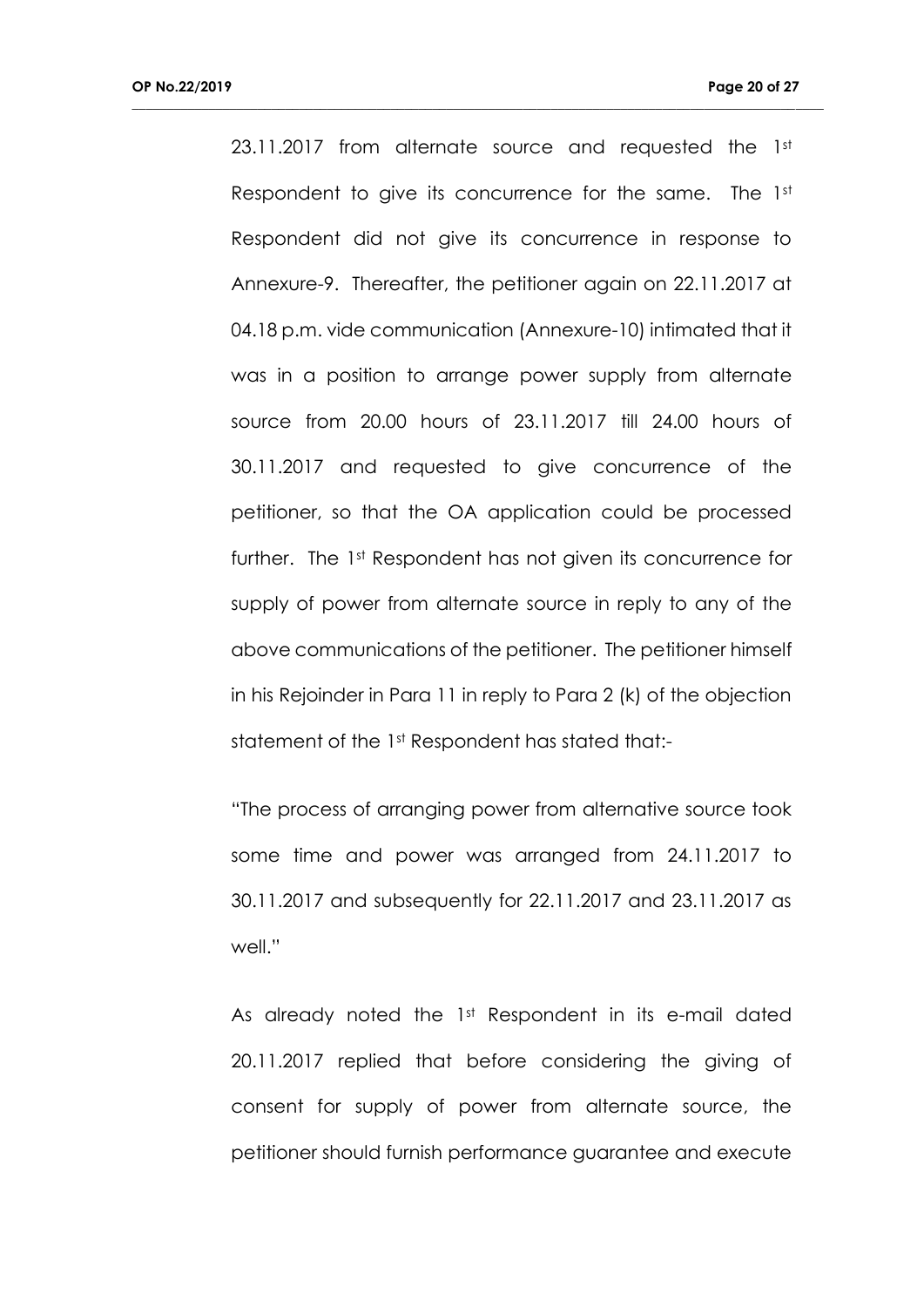23.11.2017 from alternate source and requested the 1st Respondent to give its concurrence for the same. The 1st Respondent did not give its concurrence in response to Annexure-9. Thereafter, the petitioner again on 22.11.2017 at 04.18 p.m. vide communication (Annexure-10) intimated that it was in a position to arrange power supply from alternate source from 20.00 hours of 23.11.2017 till 24.00 hours of 30.11.2017 and requested to give concurrence of the petitioner, so that the OA application could be processed further. The 1st Respondent has not given its concurrence for supply of power from alternate source in reply to any of the above communications of the petitioner. The petitioner himself in his Rejoinder in Para 11 in reply to Para 2 (k) of the objection statement of the 1st Respondent has stated that:-

"The process of arranging power from alternative source took some time and power was arranged from 24.11.2017 to 30.11.2017 and subsequently for 22.11.2017 and 23.11.2017 as well."

As already noted the 1st Respondent in its e-mail dated 20.11.2017 replied that before considering the giving of consent for supply of power from alternate source, the petitioner should furnish performance guarantee and execute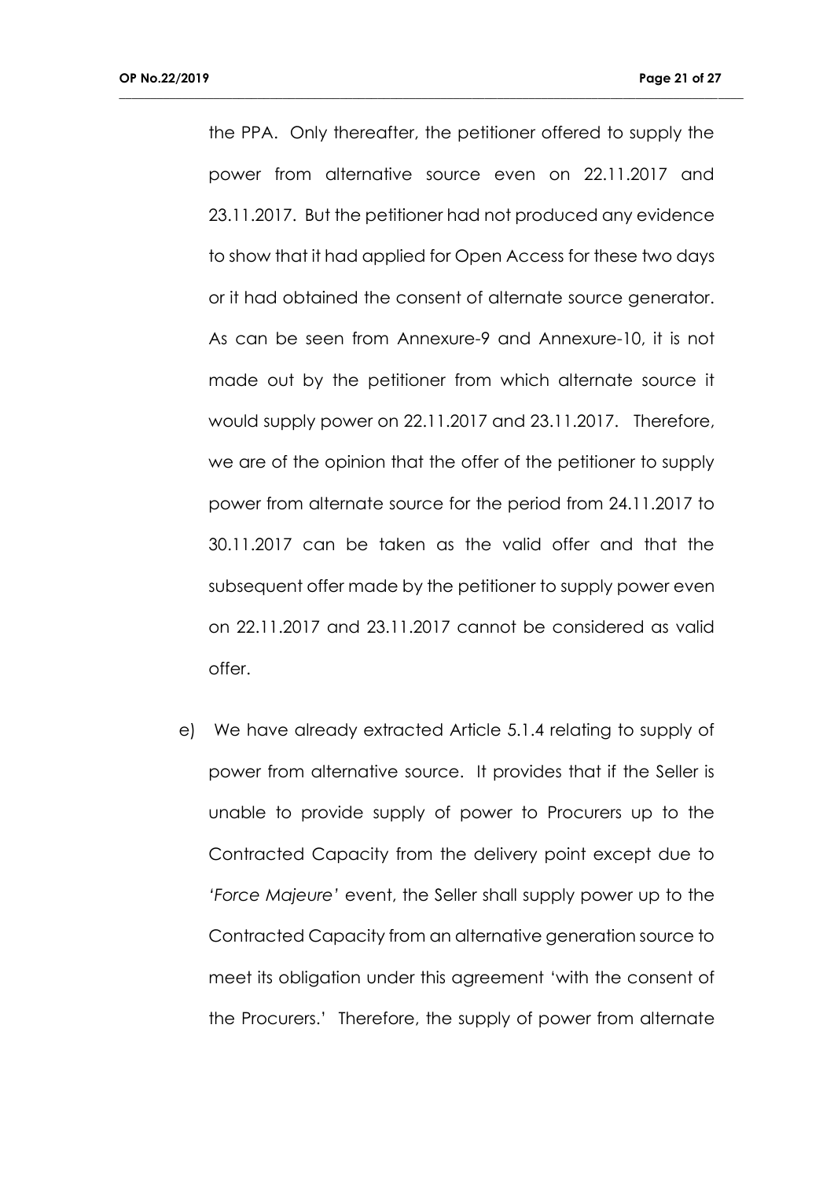the PPA. Only thereafter, the petitioner offered to supply the power from alternative source even on 22.11.2017 and 23.11.2017. But the petitioner had not produced any evidence to show that it had applied for Open Access for these two days or it had obtained the consent of alternate source generator. As can be seen from Annexure-9 and Annexure-10, it is not made out by the petitioner from which alternate source it would supply power on 22.11.2017 and 23.11.2017. Therefore, we are of the opinion that the offer of the petitioner to supply power from alternate source for the period from 24.11.2017 to 30.11.2017 can be taken as the valid offer and that the subsequent offer made by the petitioner to supply power even on 22.11.2017 and 23.11.2017 cannot be considered as valid offer.

e) We have already extracted Article 5.1.4 relating to supply of power from alternative source. It provides that if the Seller is unable to provide supply of power to Procurers up to the Contracted Capacity from the delivery point except due to *'Force Majeure'* event, the Seller shall supply power up to the Contracted Capacity from an alternative generation source to meet its obligation under this agreement 'with the consent of the Procurers.' Therefore, the supply of power from alternate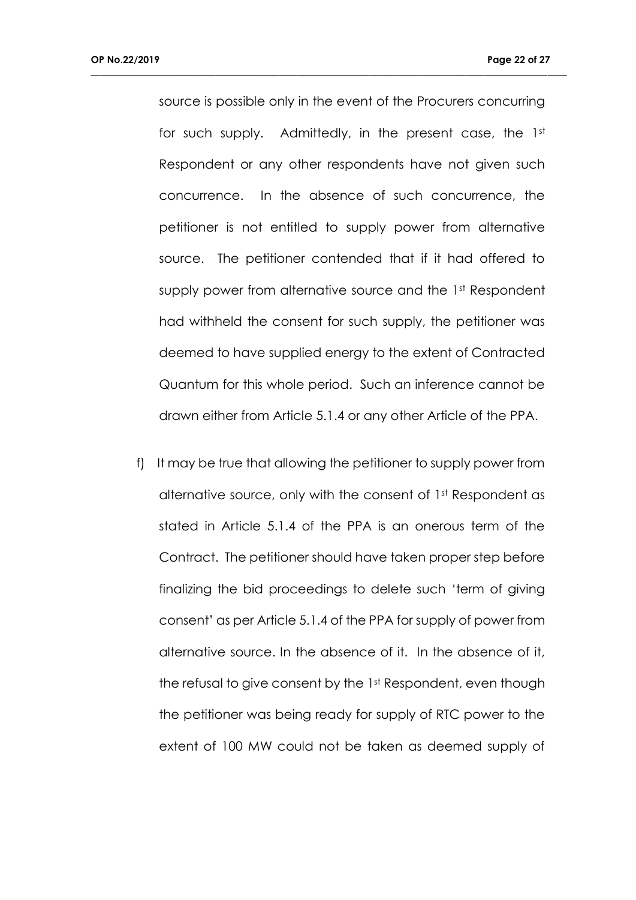source is possible only in the event of the Procurers concurring for such supply. Admittedly, in the present case, the 1st Respondent or any other respondents have not given such concurrence. In the absence of such concurrence, the petitioner is not entitled to supply power from alternative source. The petitioner contended that if it had offered to supply power from alternative source and the 1st Respondent had withheld the consent for such supply, the petitioner was deemed to have supplied energy to the extent of Contracted Quantum for this whole period. Such an inference cannot be drawn either from Article 5.1.4 or any other Article of the PPA.

f) It may be true that allowing the petitioner to supply power from alternative source, only with the consent of 1st Respondent as stated in Article 5.1.4 of the PPA is an onerous term of the Contract. The petitioner should have taken proper step before finalizing the bid proceedings to delete such 'term of giving consent' as per Article 5.1.4 of the PPA for supply of power from alternative source. In the absence of it. In the absence of it, the refusal to give consent by the 1st Respondent, even though the petitioner was being ready for supply of RTC power to the extent of 100 MW could not be taken as deemed supply of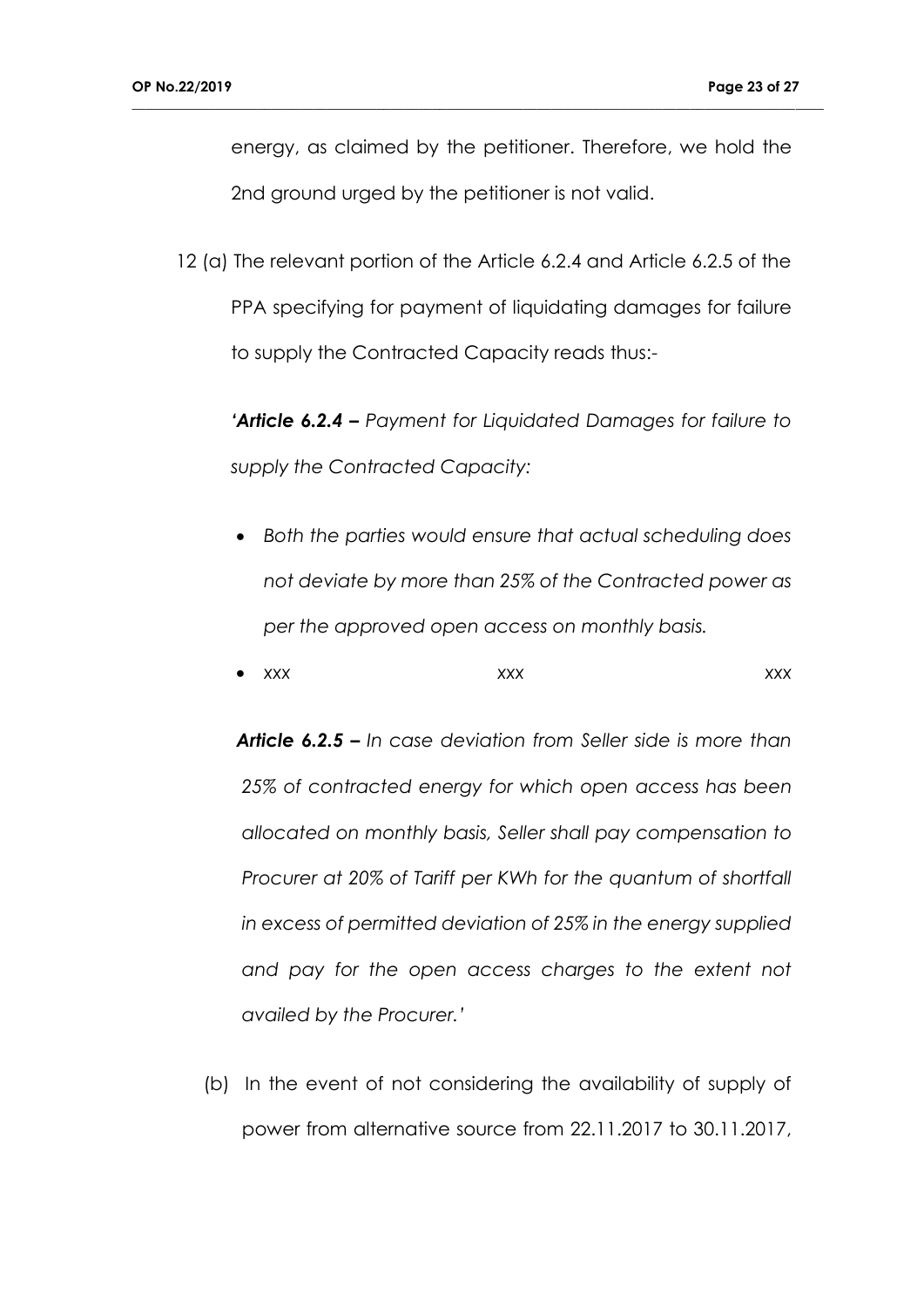energy, as claimed by the petitioner. Therefore, we hold the 2nd ground urged by the petitioner is not valid.

12 (a) The relevant portion of the Article 6.2.4 and Article 6.2.5 of the PPA specifying for payment of liquidating damages for failure to supply the Contracted Capacity reads thus:-

> '***Article 6.2.4 –*** *Payment for Liquidated Damages for failure to supply the Contracted Capacity:*
>
> - *Both the parties would ensure that actual scheduling does not deviate by more than 25% of the Contracted power as per the approved open access on monthly basis.*
> - *xxx xxx xxx*
>
> ***Article 6.2.5 –*** *In case deviation from Seller side is more than 25% of contracted energy for which open access has been allocated on monthly basis, Seller shall pay compensation to Procurer at 20% of Tariff per KWh for the quantum of shortfall in excess of permitted deviation of 25% in the energy supplied and pay for the open access charges to the extent not availed by the Procurer.'*

(b) In the event of not considering the availability of supply of power from alternative source from 22.11.2017 to 30.11.2017,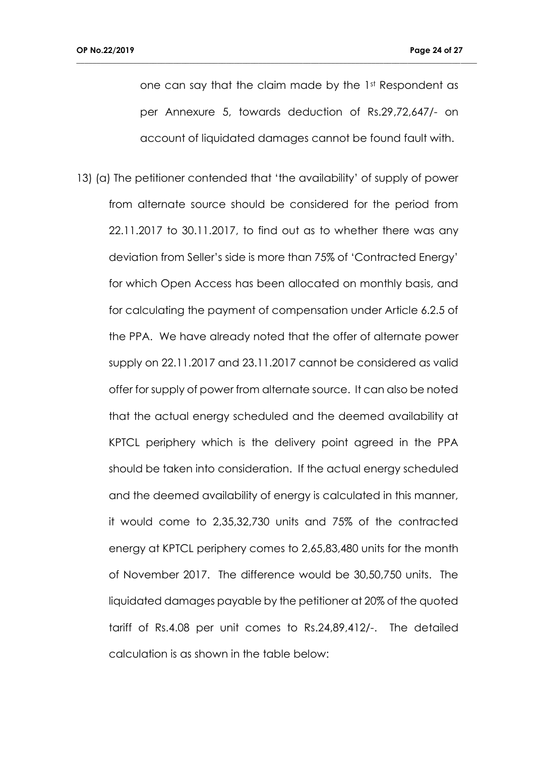one can say that the claim made by the 1st Respondent as per Annexure 5, towards deduction of Rs.29,72,647/- on account of liquidated damages cannot be found fault with.

13) (a) The petitioner contended that 'the availability' of supply of power from alternate source should be considered for the period from 22.11.2017 to 30.11.2017, to find out as to whether there was any deviation from Seller's side is more than 75% of 'Contracted Energy' for which Open Access has been allocated on monthly basis, and for calculating the payment of compensation under Article 6.2.5 of the PPA. We have already noted that the offer of alternate power supply on 22.11.2017 and 23.11.2017 cannot be considered as valid offer for supply of power from alternate source. It can also be noted that the actual energy scheduled and the deemed availability at KPTCL periphery which is the delivery point agreed in the PPA should be taken into consideration. If the actual energy scheduled and the deemed availability of energy is calculated in this manner, it would come to 2,35,32,730 units and 75% of the contracted energy at KPTCL periphery comes to 2,65,83,480 units for the month of November 2017. The difference would be 30,50,750 units. The liquidated damages payable by the petitioner at 20% of the quoted tariff of Rs.4.08 per unit comes to Rs.24,89,412/-. The detailed calculation is as shown in the table below: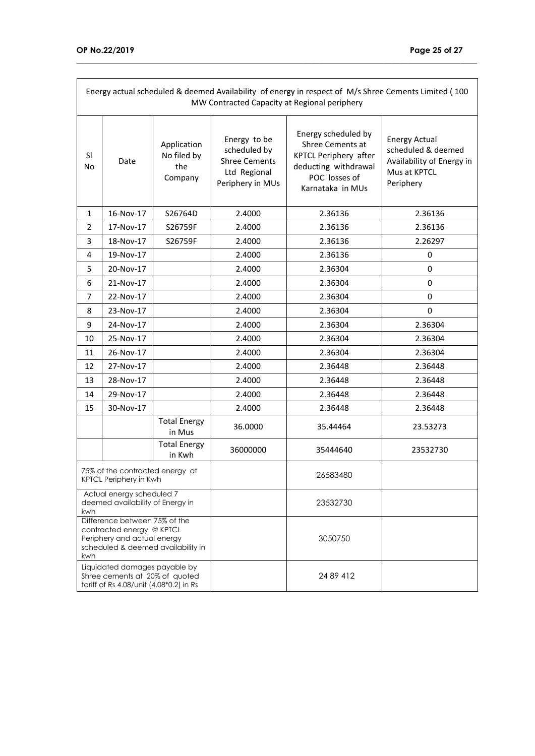| Energy actual scheduled & deemed Availability of energy in respect of M/s Shree Cements Limited ( 100 MW Contracted Capacity at Regional periphery | | | | | |
|---|---|---|---|---|---|
| Sl No | Date | Application No filed by the Company | Energy to be scheduled by Shree Cements Ltd Regional Periphery in MUs | Energy scheduled by Shree Cements at KPTCL Periphery after deducting withdrawal POC losses of Karnataka in MUs | Energy Actual scheduled & deemed Availability of Energy in Mus at KPTCL Periphery |
| 1 | 16-Nov-17 | S26764D | 2.4000 | 2.36136 | 2.36136 |
| 2 | 17-Nov-17 | S26759F | 2.4000 | 2.36136 | 2.36136 |
| 3 | 18-Nov-17 | S26759F | 2.4000 | 2.36136 | 2.26297 |
| 4 | 19-Nov-17 | | 2.4000 | 2.36136 | 0 |
| 5 | 20-Nov-17 | | 2.4000 | 2.36304 | 0 |
| 6 | 21-Nov-17 | | 2.4000 | 2.36304 | 0 |
| 7 | 22-Nov-17 | | 2.4000 | 2.36304 | 0 |
| 8 | 23-Nov-17 | | 2.4000 | 2.36304 | 0 |
| 9 | 24-Nov-17 | | 2.4000 | 2.36304 | 2.36304 |
| 10 | 25-Nov-17 | | 2.4000 | 2.36304 | 2.36304 |
| 11 | 26-Nov-17 | | 2.4000 | 2.36304 | 2.36304 |
| 12 | 27-Nov-17 | | 2.4000 | 2.36448 | 2.36448 |
| 13 | 28-Nov-17 | | 2.4000 | 2.36448 | 2.36448 |
| 14 | 29-Nov-17 | | 2.4000 | 2.36448 | 2.36448 |
| 15 | 30-Nov-17 | | 2.4000 | 2.36448 | 2.36448 |
| | | Total Energy in Mus | 36.0000 | 35.44464 | 23.53273 |
| | | Total Energy in Kwh | 36000000 | 35444640 | 23532730 |
| 75% of the contracted energy at KPTCL Periphery in Kwh | | | | 26583480 | |
| Actual energy scheduled 7 deemed availability of Energy in kwh | | | | 23532730 | |
| Difference between 75% of the contracted energy @ KPTCL Periphery and actual energy scheduled & deemed availability in kwh | | | | 3050750 | |
| Liquidated damages payable by Shree cements at 20% of quoted tariff of Rs 4.08/unit (4.08*0.2) in Rs | | | | 24 89 412 | |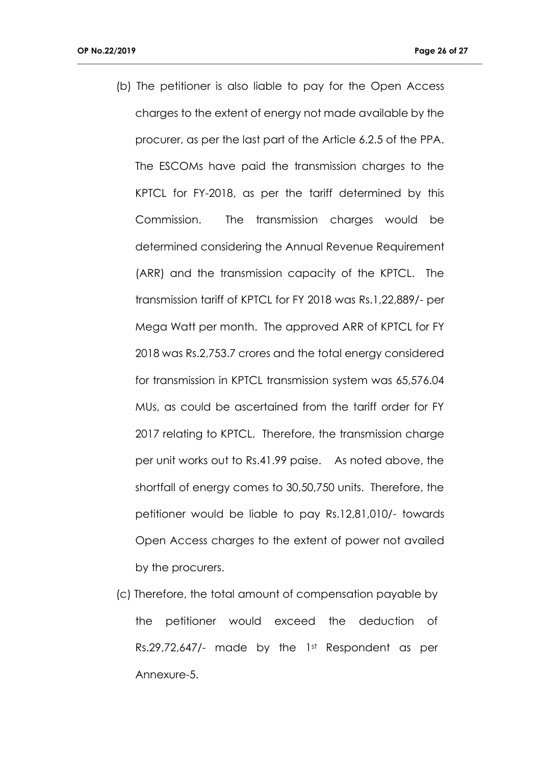(b) The petitioner is also liable to pay for the Open Access charges to the extent of energy not made available by the procurer, as per the last part of the Article 6.2.5 of the PPA. The ESCOMs have paid the transmission charges to the KPTCL for FY-2018, as per the tariff determined by this Commission. The transmission charges would be determined considering the Annual Revenue Requirement (ARR) and the transmission capacity of the KPTCL. The transmission tariff of KPTCL for FY 2018 was Rs.1,22,889/- per Mega Watt per month. The approved ARR of KPTCL for FY 2018 was Rs.2,753.7 crores and the total energy considered for transmission in KPTCL transmission system was 65,576.04 MUs, as could be ascertained from the tariff order for FY 2017 relating to KPTCL. Therefore, the transmission charge per unit works out to Rs.41.99 paise. As noted above, the shortfall of energy comes to 30,50,750 units. Therefore, the petitioner would be liable to pay Rs.12,81,010/- towards Open Access charges to the extent of power not availed by the procurers.

(c) Therefore, the total amount of compensation payable by the petitioner would exceed the deduction of Rs.29,72,647/- made by the 1st Respondent as per Annexure-5.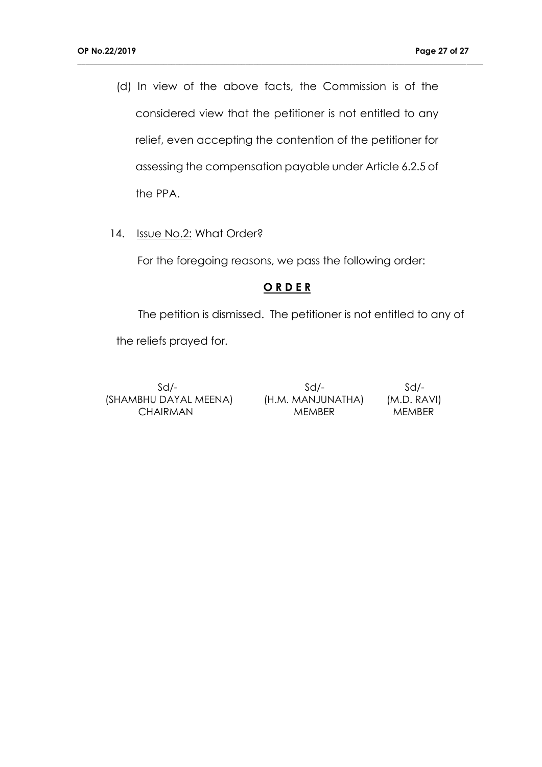(d) In view of the above facts, the Commission is of the considered view that the petitioner is not entitled to any relief, even accepting the contention of the petitioner for assessing the compensation payable under Article 6.2.5 of the PPA.

14. Issue No.2: What Order?

For the foregoing reasons, we pass the following order:

**O R D E R**

The petition is dismissed. The petitioner is not entitled to any of the reliefs prayed for.

| | | |
|---|---|---|
| Sd/- | Sd/- | Sd/- |
| (SHAMBHU DAYAL MEENA) | (H.M. MANJUNATHA) | (M.D. RAVI) |
| CHAIRMAN | MEMBER | MEMBER |